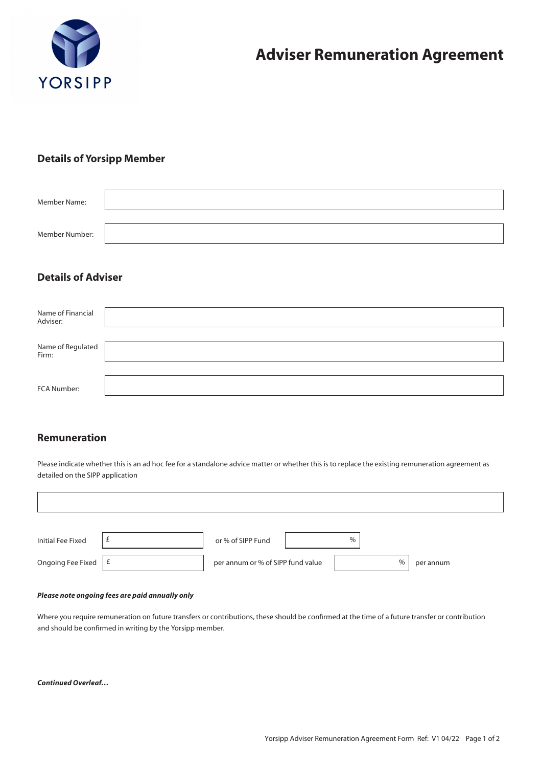YORSIPP

# Adviser Remuneration Agreement

## Details of Yorsipp Member

| | |
|---|---|
| Member Name: | |
| Member Number: | |

## Details of Adviser

| | |
|---|---|
| Name of Financial Adviser: | |
| Name of Regulated Firm: | |
| FCA Number: | |

## Remuneration

Please indicate whether this is an ad hoc fee for a standalone advice matter or whether this is to replace the existing remuneration agreement as detailed on the SIPP application

| | | | | |
|---|---|---|---|---|
| Initial Fee Fixed | £ | or % of SIPP Fund | % | |
| Ongoing Fee Fixed | £ | per annum or % of SIPP fund value | % | per annum |

***Please note ongoing fees are paid annually only***

Where you require remuneration on future transfers or contributions, these should be confirmed at the time of a future transfer or contribution and should be confirmed in writing by the Yorsipp member.

***Continued Overleaf…***

Yorsipp Adviser Remuneration Agreement Form Ref: V1 04/22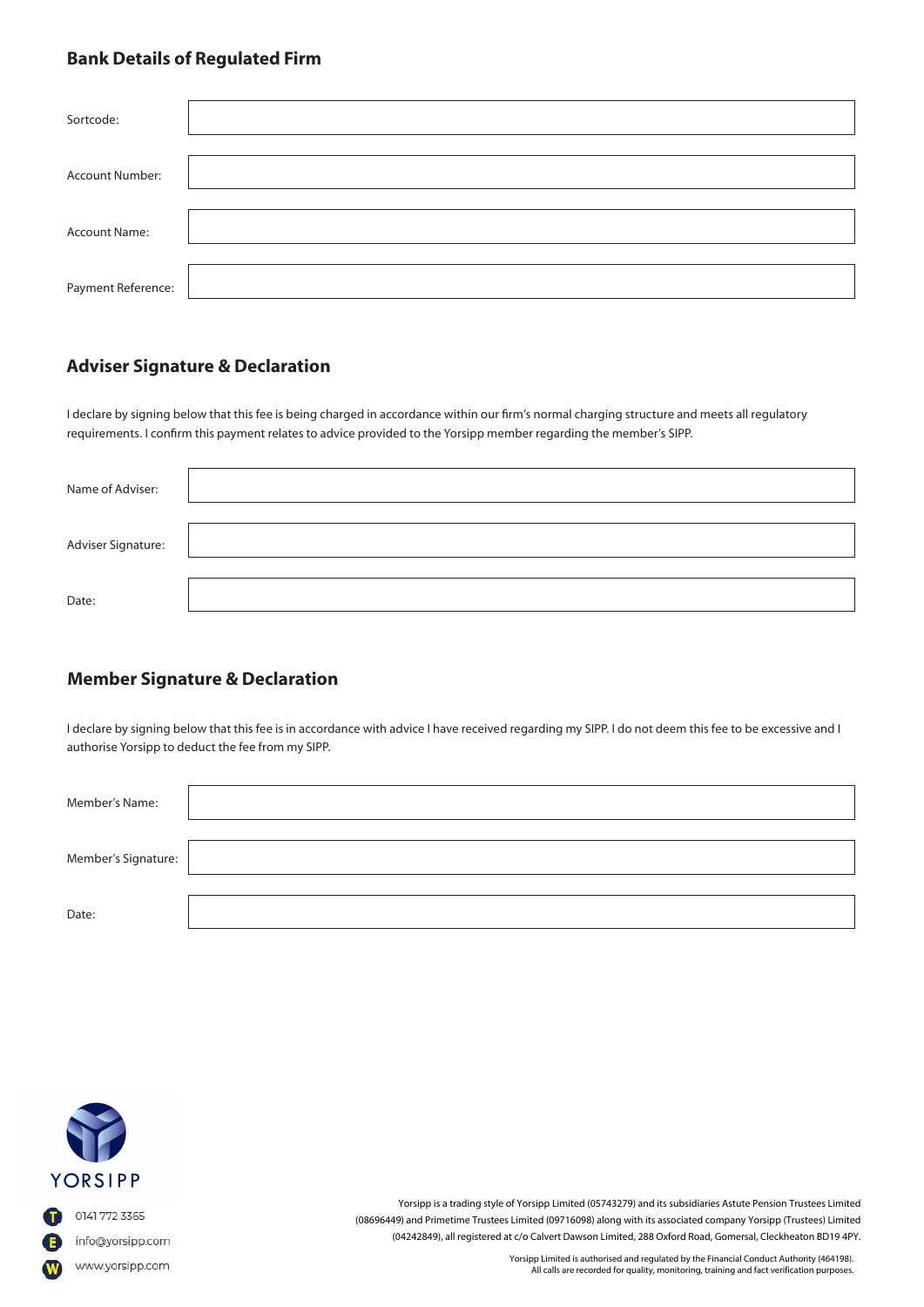## Bank Details of Regulated Firm

| | |
|---|---|
| Sortcode: | |
| Account Number: | |
| Account Name: | |
| Payment Reference: | |

## Adviser Signature & Declaration

I declare by signing below that this fee is being charged in accordance within our firm's normal charging structure and meets all regulatory requirements. I confirm this payment relates to advice provided to the Yorsipp member regarding the member's SIPP.

| | |
|---|---|
| Name of Adviser: | |
| Adviser Signature: | |
| Date: | |

## Member Signature & Declaration

I declare by signing below that this fee is in accordance with advice I have received regarding my SIPP. I do not deem this fee to be excessive and I authorise Yorsipp to deduct the fee from my SIPP.

| | |
|---|---|
| Member's Name: | |
| Member's Signature: | |
| Date: | |

YORSIPP

T 0141 772 3365

E info@yorsipp.com

W www.yorsipp.com

Yorsipp is a trading style of Yorsipp Limited (05743279) and its subsidiaries Astute Pension Trustees Limited (08696449) and Primetime Trustees Limited (09716098) along with its associated company Yorsipp (Trustees) Limited (04242849), all registered at c/o Calvert Dawson Limited, 288 Oxford Road, Gomersal, Cleckheaton BD19 4PY.

Yorsipp Limited is authorised and regulated by the Financial Conduct Authority (464198). All calls are recorded for quality, monitoring, training and fact verification purposes.